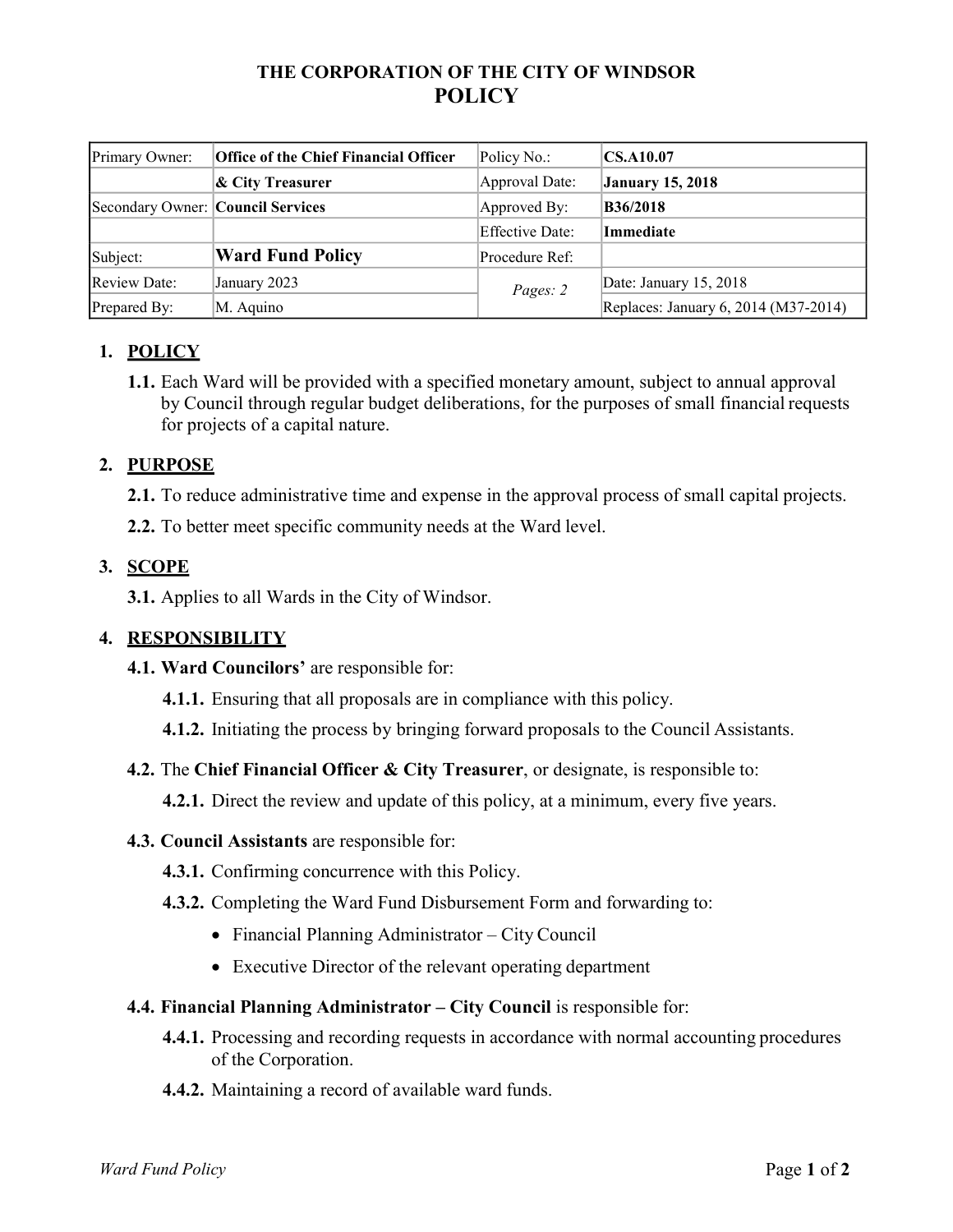# THE CORPORATION OF THE CITY OF WINDSOR
## POLICY

| Primary Owner: | **Office of the Chief Financial Officer** | Policy No.: | **CS.A10.07** |
|---|---|---|---|
| | **& City Treasurer** | Approval Date: | **January 15, 2018** |
| Secondary Owner: | **Council Services** | Approved By: | **B36/2018** |
| | | Effective Date: | **Immediate** |
| Subject: | **Ward Fund Policy** | Procedure Ref: | |
| Review Date: | January 2023 | *Pages: 2* | Date: January 15, 2018 |
| Prepared By: | M. Aquino | | Replaces: January 6, 2014 (M37-2014) |

## 1. POLICY

**1.1.** Each Ward will be provided with a specified monetary amount, subject to annual approval by Council through regular budget deliberations, for the purposes of small financial requests for projects of a capital nature.

## 2. PURPOSE

**2.1.** To reduce administrative time and expense in the approval process of small capital projects.

**2.2.** To better meet specific community needs at the Ward level.

## 3. SCOPE

**3.1.** Applies to all Wards in the City of Windsor.

## 4. RESPONSIBILITY

**4.1. Ward Councilors'** are responsible for:

**4.1.1.** Ensuring that all proposals are in compliance with this policy.

**4.1.2.** Initiating the process by bringing forward proposals to the Council Assistants.

**4.2.** The **Chief Financial Officer & City Treasurer**, or designate, is responsible to:

**4.2.1.** Direct the review and update of this policy, at a minimum, every five years.

**4.3. Council Assistants** are responsible for:

**4.3.1.** Confirming concurrence with this Policy.

**4.3.2.** Completing the Ward Fund Disbursement Form and forwarding to:

- Financial Planning Administrator – City Council
- Executive Director of the relevant operating department

**4.4. Financial Planning Administrator – City Council** is responsible for:

**4.4.1.** Processing and recording requests in accordance with normal accounting procedures of the Corporation.

**4.4.2.** Maintaining a record of available ward funds.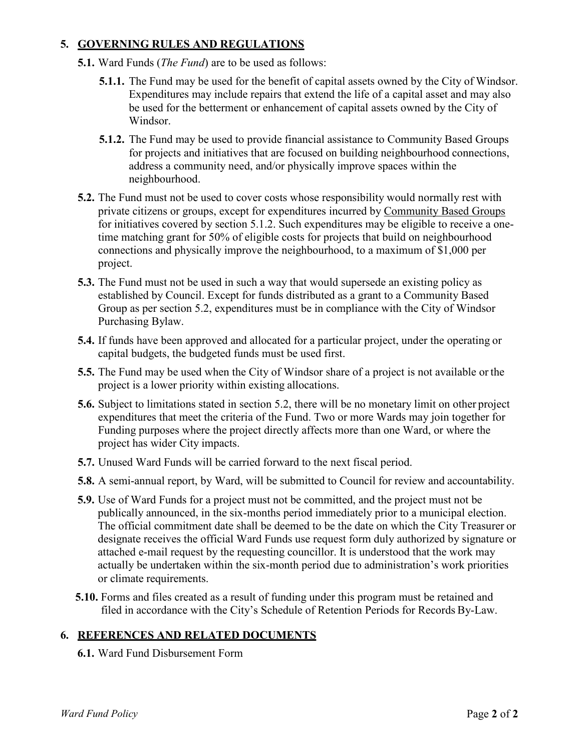## 5. GOVERNING RULES AND REGULATIONS

**5.1.** Ward Funds (*The Fund*) are to be used as follows:

**5.1.1.** The Fund may be used for the benefit of capital assets owned by the City of Windsor. Expenditures may include repairs that extend the life of a capital asset and may also be used for the betterment or enhancement of capital assets owned by the City of Windsor.

**5.1.2.** The Fund may be used to provide financial assistance to Community Based Groups for projects and initiatives that are focused on building neighbourhood connections, address a community need, and/or physically improve spaces within the neighbourhood.

**5.2.** The Fund must not be used to cover costs whose responsibility would normally rest with private citizens or groups, except for expenditures incurred by <u>Community Based Groups</u> for initiatives covered by section 5.1.2. Such expenditures may be eligible to receive a one-time matching grant for 50% of eligible costs for projects that build on neighbourhood connections and physically improve the neighbourhood, to a maximum of $1,000 per project.

**5.3.** The Fund must not be used in such a way that would supersede an existing policy as established by Council. Except for funds distributed as a grant to a Community Based Group as per section 5.2, expenditures must be in compliance with the City of Windsor Purchasing Bylaw.

**5.4.** If funds have been approved and allocated for a particular project, under the operating or capital budgets, the budgeted funds must be used first.

**5.5.** The Fund may be used when the City of Windsor share of a project is not available or the project is a lower priority within existing allocations.

**5.6.** Subject to limitations stated in section 5.2, there will be no monetary limit on other project expenditures that meet the criteria of the Fund. Two or more Wards may join together for Funding purposes where the project directly affects more than one Ward, or where the project has wider City impacts.

**5.7.** Unused Ward Funds will be carried forward to the next fiscal period.

**5.8.** A semi-annual report, by Ward, will be submitted to Council for review and accountability.

**5.9.** Use of Ward Funds for a project must not be committed, and the project must not be publically announced, in the six-months period immediately prior to a municipal election. The official commitment date shall be deemed to be the date on which the City Treasurer or designate receives the official Ward Funds use request form duly authorized by signature or attached e-mail request by the requesting councillor. It is understood that the work may actually be undertaken within the six-month period due to administration's work priorities or climate requirements.

**5.10.** Forms and files created as a result of funding under this program must be retained and filed in accordance with the City's Schedule of Retention Periods for Records By-Law.

## 6. REFERENCES AND RELATED DOCUMENTS

**6.1.** Ward Fund Disbursement Form